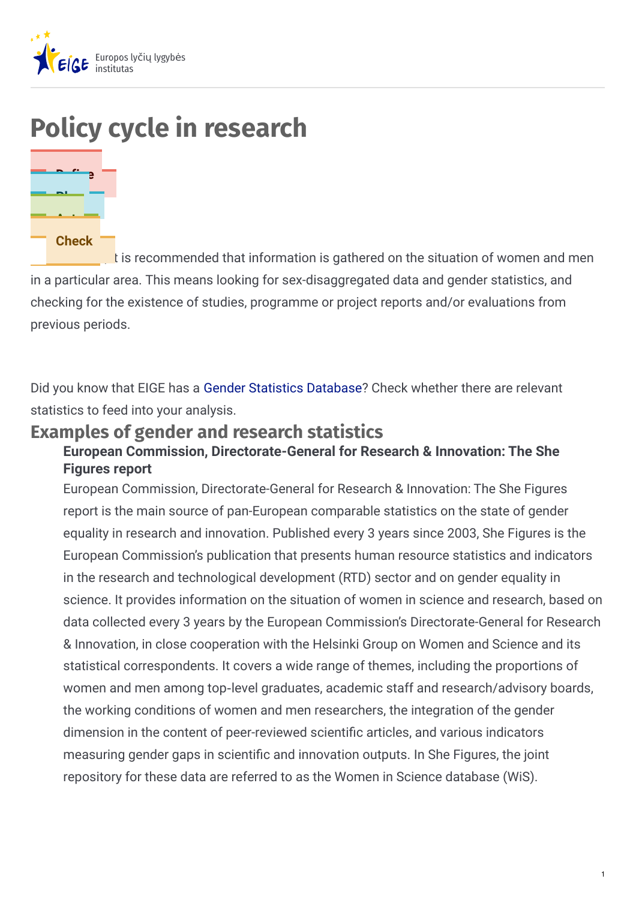# Policy cycle in research

Define

Plan

Act

Check

It is recommended that information is gathered on the situation of women and men in a particular area. This means looking for sex-disaggregated data and gender statistics, and checking for the existence of studies, programme or project reports and/or evaluations from previous periods.

Did you know that EIGE has a Gender Statistics Database? Check whether there are relevant statistics to feed into your analysis.

## Examples of gender and research statistics

### European Commission, Directorate-General for Research & Innovation: The She Figures report

European Commission, Directorate-General for Research & Innovation: The She Figures report is the main source of pan-European comparable statistics on the state of gender equality in research and innovation. Published every 3 years since 2003, She Figures is the European Commission's publication that presents human resource statistics and indicators in the research and technological development (RTD) sector and on gender equality in science. It provides information on the situation of women in science and research, based on data collected every 3 years by the European Commission's Directorate-General for Research & Innovation, in close cooperation with the Helsinki Group on Women and Science and its statistical correspondents. It covers a wide range of themes, including the proportions of women and men among top-level graduates, academic staff and research/advisory boards, the working conditions of women and men researchers, the integration of the gender dimension in the content of peer-reviewed scientific articles, and various indicators measuring gender gaps in scientific and innovation outputs. In She Figures, the joint repository for these data are referred to as the Women in Science database (WiS).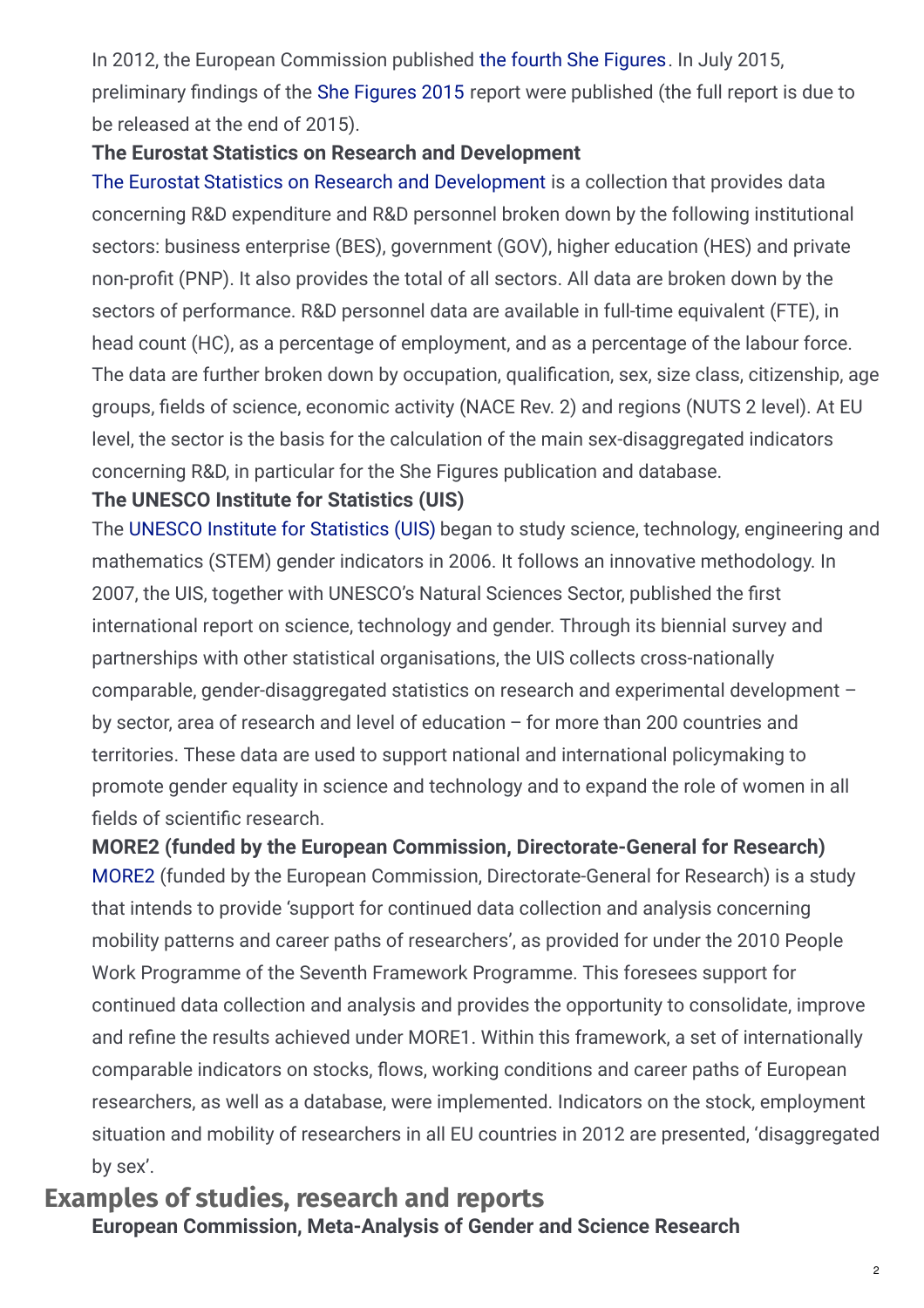In 2012, the European Commission published the fourth She Figures. In July 2015, preliminary findings of the She Figures 2015 report were published (the full report is due to be released at the end of 2015).

### The Eurostat Statistics on Research and Development

The Eurostat Statistics on Research and Development is a collection that provides data concerning R&D expenditure and R&D personnel broken down by the following institutional sectors: business enterprise (BES), government (GOV), higher education (HES) and private non-profit (PNP). It also provides the total of all sectors. All data are broken down by the sectors of performance. R&D personnel data are available in full-time equivalent (FTE), in head count (HC), as a percentage of employment, and as a percentage of the labour force. The data are further broken down by occupation, qualification, sex, size class, citizenship, age groups, fields of science, economic activity (NACE Rev. 2) and regions (NUTS 2 level). At EU level, the sector is the basis for the calculation of the main sex-disaggregated indicators concerning R&D, in particular for the She Figures publication and database.

### The UNESCO Institute for Statistics (UIS)

The UNESCO Institute for Statistics (UIS) began to study science, technology, engineering and mathematics (STEM) gender indicators in 2006. It follows an innovative methodology. In 2007, the UIS, together with UNESCO's Natural Sciences Sector, published the first international report on science, technology and gender. Through its biennial survey and partnerships with other statistical organisations, the UIS collects cross-nationally comparable, gender-disaggregated statistics on research and experimental development – by sector, area of research and level of education – for more than 200 countries and territories. These data are used to support national and international policymaking to promote gender equality in science and technology and to expand the role of women in all fields of scientific research.

### MORE2 (funded by the European Commission, Directorate-General for Research)

MORE2 (funded by the European Commission, Directorate-General for Research) is a study that intends to provide 'support for continued data collection and analysis concerning mobility patterns and career paths of researchers', as provided for under the 2010 People Work Programme of the Seventh Framework Programme. This foresees support for continued data collection and analysis and provides the opportunity to consolidate, improve and refine the results achieved under MORE1. Within this framework, a set of internationally comparable indicators on stocks, flows, working conditions and career paths of European researchers, as well as a database, were implemented. Indicators on the stock, employment situation and mobility of researchers in all EU countries in 2012 are presented, 'disaggregated by sex'.

## Examples of studies, research and reports

### European Commission, Meta-Analysis of Gender and Science Research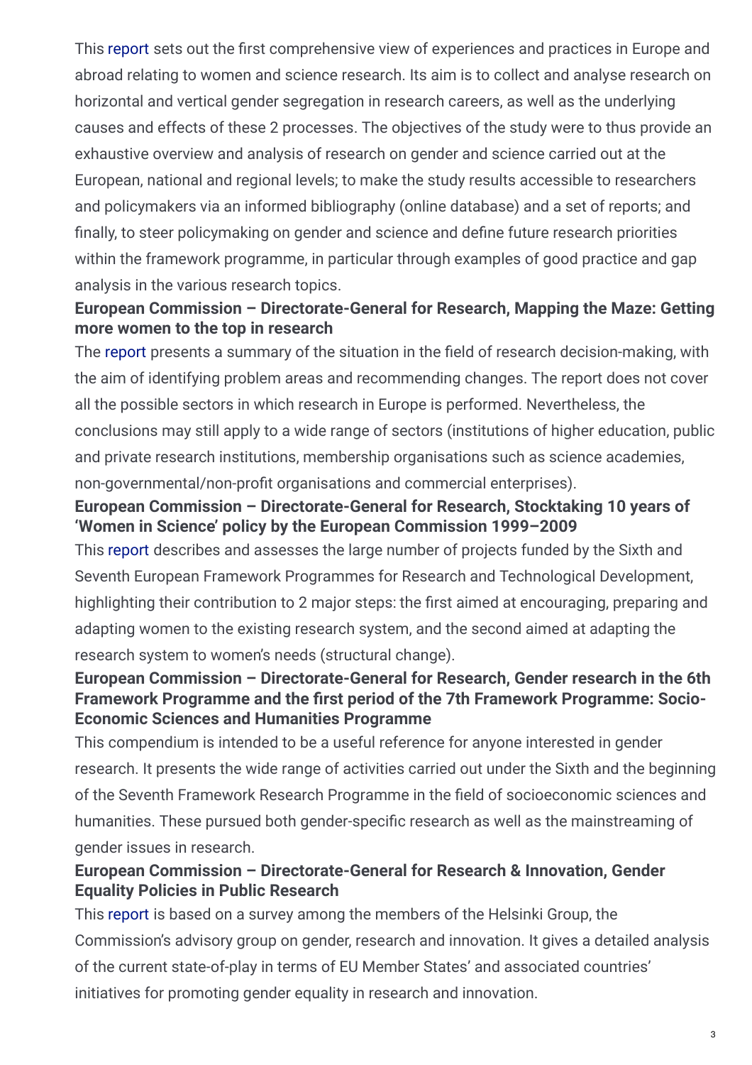This report sets out the first comprehensive view of experiences and practices in Europe and abroad relating to women and science research. Its aim is to collect and analyse research on horizontal and vertical gender segregation in research careers, as well as the underlying causes and effects of these 2 processes. The objectives of the study were to thus provide an exhaustive overview and analysis of research on gender and science carried out at the European, national and regional levels; to make the study results accessible to researchers and policymakers via an informed bibliography (online database) and a set of reports; and finally, to steer policymaking on gender and science and define future research priorities within the framework programme, in particular through examples of good practice and gap analysis in the various research topics.

**European Commission – Directorate-General for Research, Mapping the Maze: Getting more women to the top in research**

The report presents a summary of the situation in the field of research decision-making, with the aim of identifying problem areas and recommending changes. The report does not cover all the possible sectors in which research in Europe is performed. Nevertheless, the conclusions may still apply to a wide range of sectors (institutions of higher education, public and private research institutions, membership organisations such as science academies, non-governmental/non-profit organisations and commercial enterprises).

**European Commission – Directorate-General for Research, Stocktaking 10 years of 'Women in Science' policy by the European Commission 1999–2009**

This report describes and assesses the large number of projects funded by the Sixth and Seventh European Framework Programmes for Research and Technological Development, highlighting their contribution to 2 major steps: the first aimed at encouraging, preparing and adapting women to the existing research system, and the second aimed at adapting the research system to women's needs (structural change).

**European Commission – Directorate-General for Research, Gender research in the 6th Framework Programme and the first period of the 7th Framework Programme: Socio-Economic Sciences and Humanities Programme**

This compendium is intended to be a useful reference for anyone interested in gender research. It presents the wide range of activities carried out under the Sixth and the beginning of the Seventh Framework Research Programme in the field of socioeconomic sciences and humanities. These pursued both gender-specific research as well as the mainstreaming of gender issues in research.

**European Commission – Directorate-General for Research & Innovation, Gender Equality Policies in Public Research**

This report is based on a survey among the members of the Helsinki Group, the Commission's advisory group on gender, research and innovation. It gives a detailed analysis of the current state-of-play in terms of EU Member States' and associated countries' initiatives for promoting gender equality in research and innovation.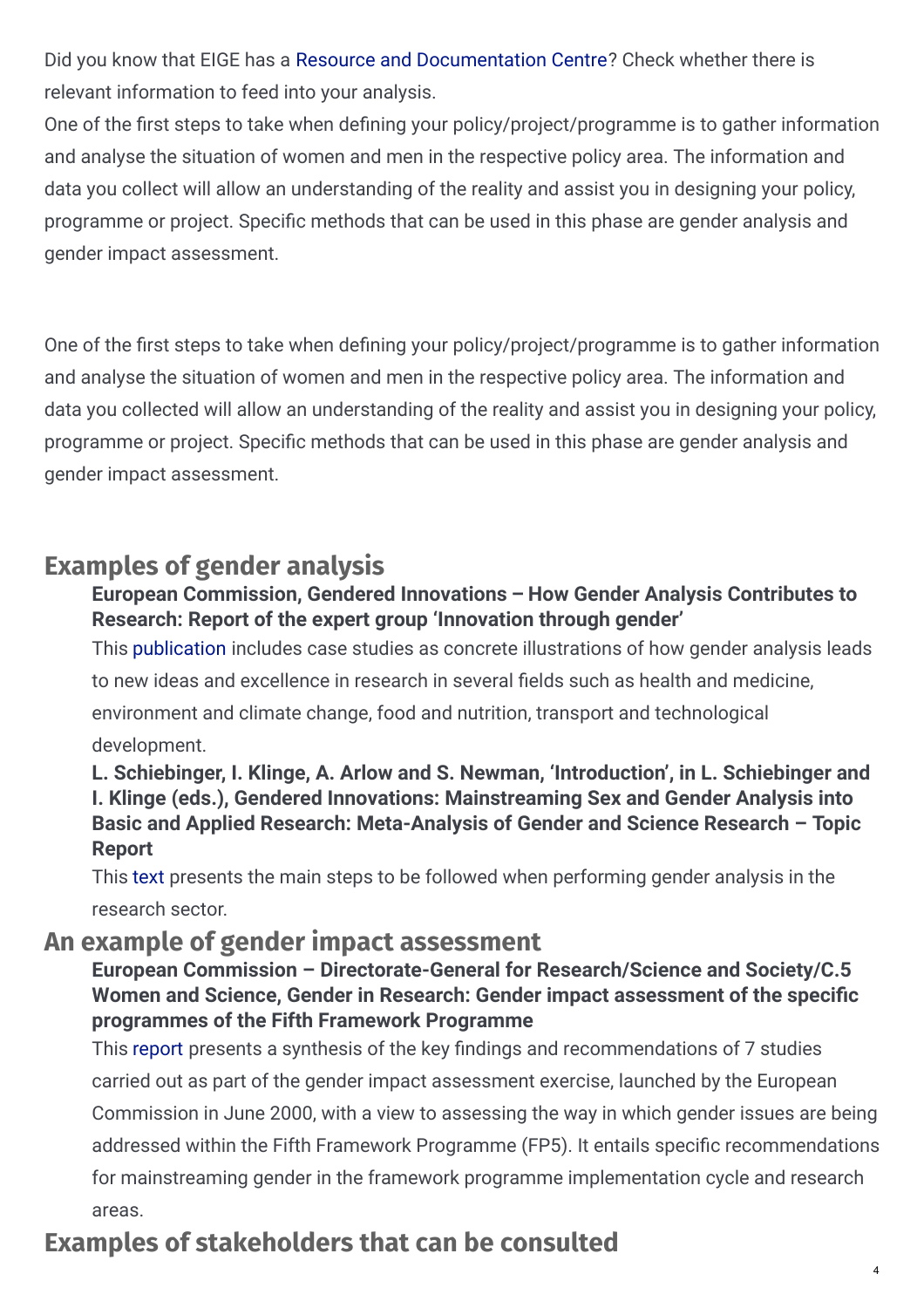Did you know that EIGE has a Resource and Documentation Centre? Check whether there is relevant information to feed into your analysis.

One of the first steps to take when defining your policy/project/programme is to gather information and analyse the situation of women and men in the respective policy area. The information and data you collect will allow an understanding of the reality and assist you in designing your policy, programme or project. Specific methods that can be used in this phase are gender analysis and gender impact assessment.

One of the first steps to take when defining your policy/project/programme is to gather information and analyse the situation of women and men in the respective policy area. The information and data you collected will allow an understanding of the reality and assist you in designing your policy, programme or project. Specific methods that can be used in this phase are gender analysis and gender impact assessment.

## Examples of gender analysis

**European Commission, Gendered Innovations – How Gender Analysis Contributes to Research: Report of the expert group 'Innovation through gender'**

This publication includes case studies as concrete illustrations of how gender analysis leads to new ideas and excellence in research in several fields such as health and medicine, environment and climate change, food and nutrition, transport and technological development.

**L. Schiebinger, I. Klinge, A. Arlow and S. Newman, 'Introduction', in L. Schiebinger and I. Klinge (eds.), Gendered Innovations: Mainstreaming Sex and Gender Analysis into Basic and Applied Research: Meta-Analysis of Gender and Science Research – Topic Report**

This text presents the main steps to be followed when performing gender analysis in the research sector.

## An example of gender impact assessment

**European Commission – Directorate-General for Research/Science and Society/C.5 Women and Science, Gender in Research: Gender impact assessment of the specific programmes of the Fifth Framework Programme**

This report presents a synthesis of the key findings and recommendations of 7 studies carried out as part of the gender impact assessment exercise, launched by the European Commission in June 2000, with a view to assessing the way in which gender issues are being addressed within the Fifth Framework Programme (FP5). It entails specific recommendations for mainstreaming gender in the framework programme implementation cycle and research areas.

## Examples of stakeholders that can be consulted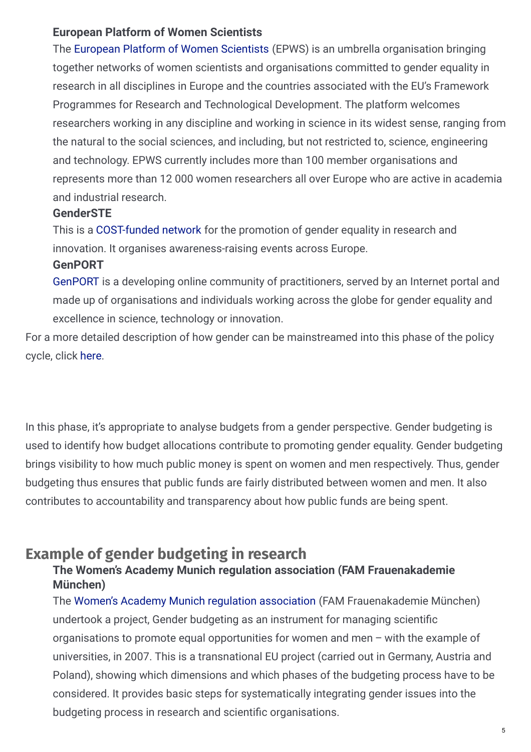**European Platform of Women Scientists**

The European Platform of Women Scientists (EPWS) is an umbrella organisation bringing together networks of women scientists and organisations committed to gender equality in research in all disciplines in Europe and the countries associated with the EU's Framework Programmes for Research and Technological Development. The platform welcomes researchers working in any discipline and working in science in its widest sense, ranging from the natural to the social sciences, and including, but not restricted to, science, engineering and technology. EPWS currently includes more than 100 member organisations and represents more than 12 000 women researchers all over Europe who are active in academia and industrial research.

**GenderSTE**

This is a COST-funded network for the promotion of gender equality in research and innovation. It organises awareness-raising events across Europe.

**GenPORT**

GenPORT is a developing online community of practitioners, served by an Internet portal and made up of organisations and individuals working across the globe for gender equality and excellence in science, technology or innovation.

For a more detailed description of how gender can be mainstreamed into this phase of the policy cycle, click here.

In this phase, it's appropriate to analyse budgets from a gender perspective. Gender budgeting is used to identify how budget allocations contribute to promoting gender equality. Gender budgeting brings visibility to how much public money is spent on women and men respectively. Thus, gender budgeting thus ensures that public funds are fairly distributed between women and men. It also contributes to accountability and transparency about how public funds are being spent.

## Example of gender budgeting in research

**The Women's Academy Munich regulation association (FAM Frauenakademie München)**

The Women's Academy Munich regulation association (FAM Frauenakademie München) undertook a project, Gender budgeting as an instrument for managing scientific organisations to promote equal opportunities for women and men – with the example of universities, in 2007. This is a transnational EU project (carried out in Germany, Austria and Poland), showing which dimensions and which phases of the budgeting process have to be considered. It provides basic steps for systematically integrating gender issues into the budgeting process in research and scientific organisations.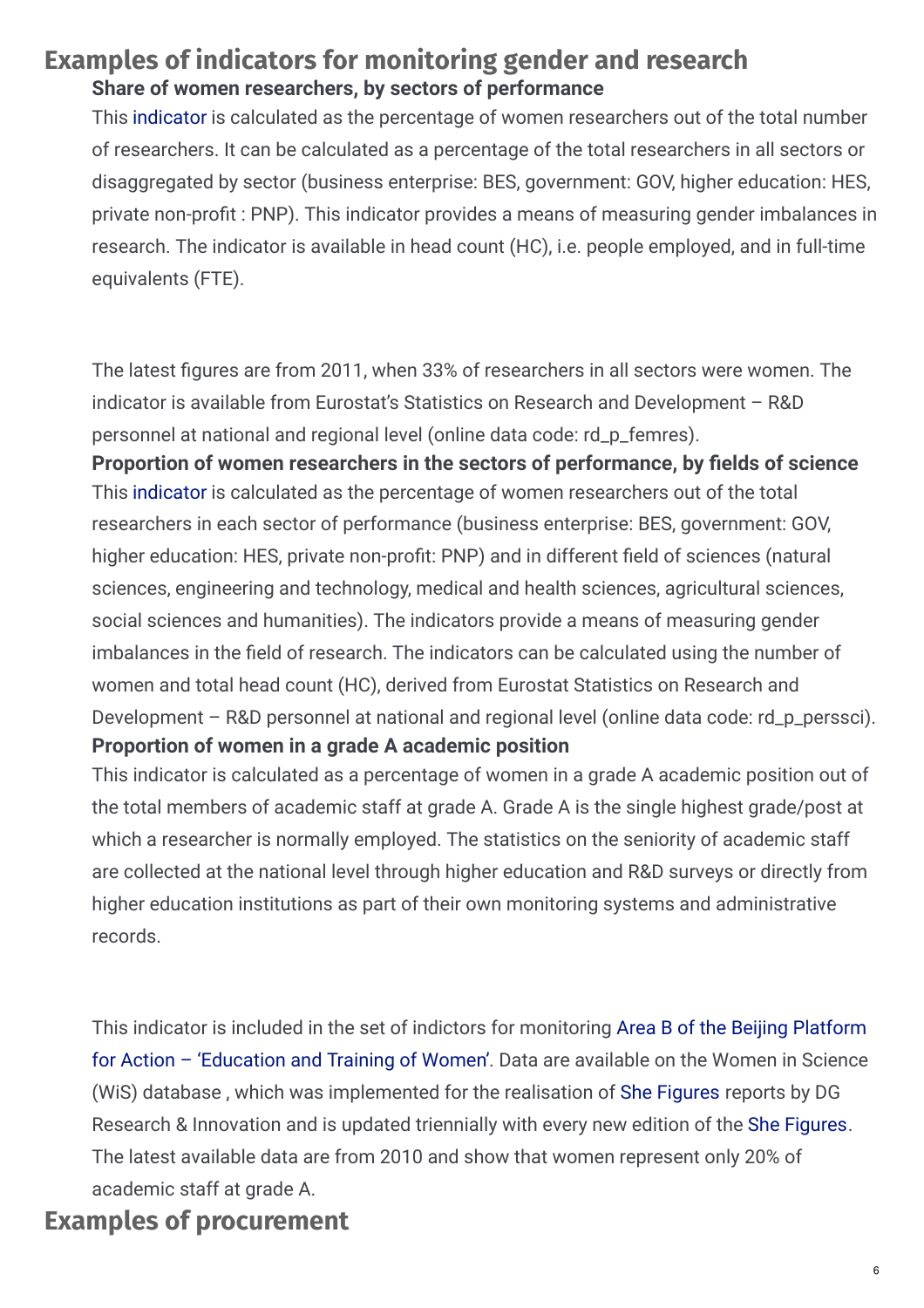## Examples of indicators for monitoring gender and research

### Share of women researchers, by sectors of performance

This indicator is calculated as the percentage of women researchers out of the total number of researchers. It can be calculated as a percentage of the total researchers in all sectors or disaggregated by sector (business enterprise: BES, government: GOV, higher education: HES, private non-profit : PNP). This indicator provides a means of measuring gender imbalances in research. The indicator is available in head count (HC), i.e. people employed, and in full-time equivalents (FTE).

The latest figures are from 2011, when 33% of researchers in all sectors were women. The indicator is available from Eurostat's Statistics on Research and Development – R&D personnel at national and regional level (online data code: rd_p_femres).

### Proportion of women researchers in the sectors of performance, by fields of science

This indicator is calculated as the percentage of women researchers out of the total researchers in each sector of performance (business enterprise: BES, government: GOV, higher education: HES, private non-profit: PNP) and in different field of sciences (natural sciences, engineering and technology, medical and health sciences, agricultural sciences, social sciences and humanities). The indicators provide a means of measuring gender imbalances in the field of research. The indicators can be calculated using the number of women and total head count (HC), derived from Eurostat Statistics on Research and Development – R&D personnel at national and regional level (online data code: rd_p_persscі).

### Proportion of women in a grade A academic position

This indicator is calculated as a percentage of women in a grade A academic position out of the total members of academic staff at grade A. Grade A is the single highest grade/post at which a researcher is normally employed. The statistics on the seniority of academic staff are collected at the national level through higher education and R&D surveys or directly from higher education institutions as part of their own monitoring systems and administrative records.

This indicator is included in the set of indictors for monitoring Area B of the Beijing Platform for Action – 'Education and Training of Women'. Data are available on the Women in Science (WiS) database , which was implemented for the realisation of She Figures reports by DG Research & Innovation and is updated triennially with every new edition of the She Figures. The latest available data are from 2010 and show that women represent only 20% of academic staff at grade A.

## Examples of procurement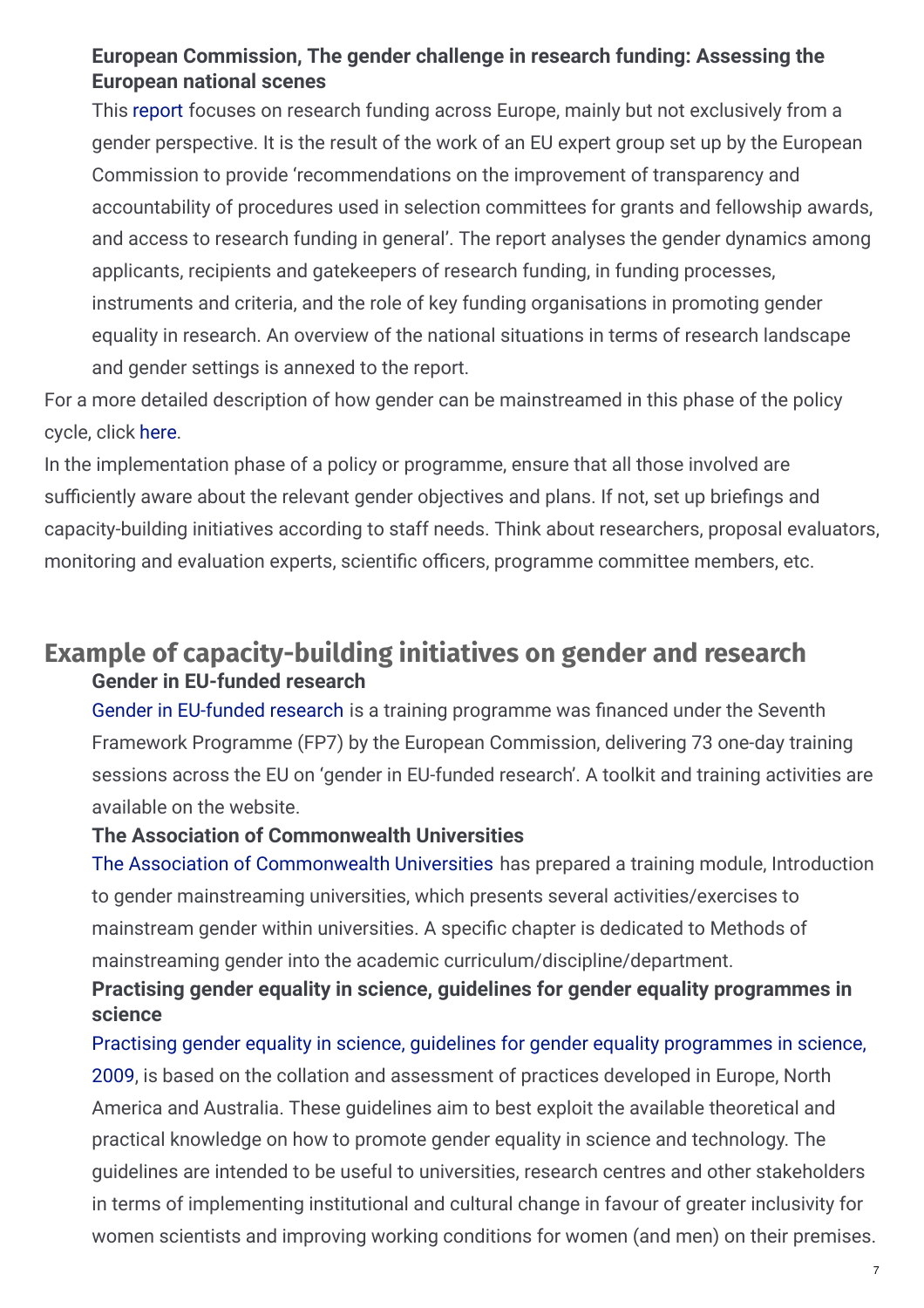**European Commission, The gender challenge in research funding: Assessing the European national scenes**

This report focuses on research funding across Europe, mainly but not exclusively from a gender perspective. It is the result of the work of an EU expert group set up by the European Commission to provide 'recommendations on the improvement of transparency and accountability of procedures used in selection committees for grants and fellowship awards, and access to research funding in general'. The report analyses the gender dynamics among applicants, recipients and gatekeepers of research funding, in funding processes, instruments and criteria, and the role of key funding organisations in promoting gender equality in research. An overview of the national situations in terms of research landscape and gender settings is annexed to the report.

For a more detailed description of how gender can be mainstreamed in this phase of the policy cycle, click here.

In the implementation phase of a policy or programme, ensure that all those involved are sufficiently aware about the relevant gender objectives and plans. If not, set up briefings and capacity-building initiatives according to staff needs. Think about researchers, proposal evaluators, monitoring and evaluation experts, scientific officers, programme committee members, etc.

## Example of capacity-building initiatives on gender and research

**Gender in EU-funded research**

Gender in EU-funded research is a training programme was financed under the Seventh Framework Programme (FP7) by the European Commission, delivering 73 one-day training sessions across the EU on 'gender in EU-funded research'. A toolkit and training activities are available on the website.

**The Association of Commonwealth Universities**

The Association of Commonwealth Universities has prepared a training module, Introduction to gender mainstreaming universities, which presents several activities/exercises to mainstream gender within universities. A specific chapter is dedicated to Methods of mainstreaming gender into the academic curriculum/discipline/department.

**Practising gender equality in science, guidelines for gender equality programmes in science**

Practising gender equality in science, guidelines for gender equality programmes in science, 2009, is based on the collation and assessment of practices developed in Europe, North America and Australia. These guidelines aim to best exploit the available theoretical and practical knowledge on how to promote gender equality in science and technology. The guidelines are intended to be useful to universities, research centres and other stakeholders in terms of implementing institutional and cultural change in favour of greater inclusivity for women scientists and improving working conditions for women (and men) on their premises.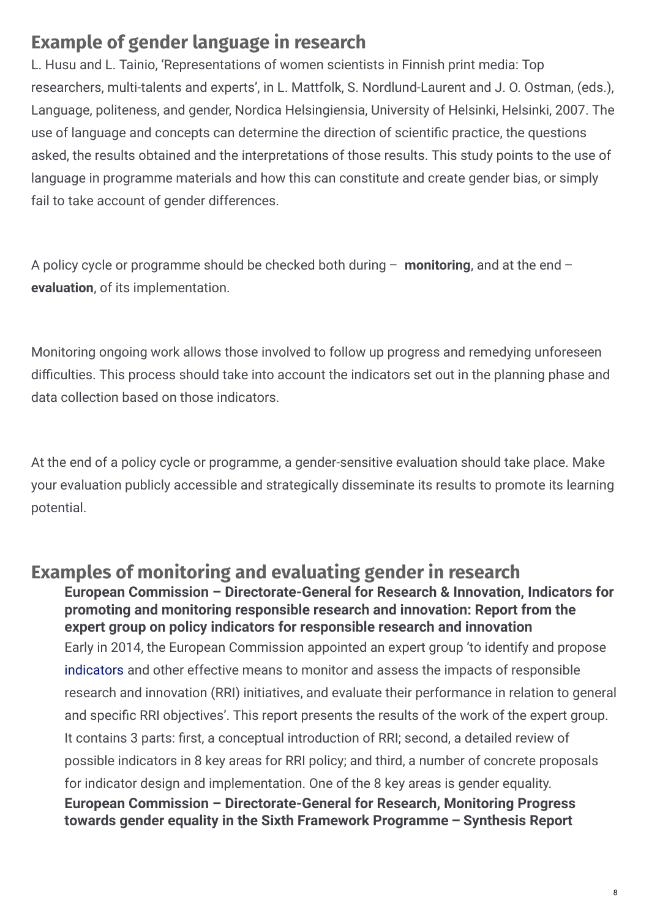## Example of gender language in research

L. Husu and L. Tainio, 'Representations of women scientists in Finnish print media: Top researchers, multi-talents and experts', in L. Mattfolk, S. Nordlund-Laurent and J. O. Ostman, (eds.), Language, politeness, and gender, Nordica Helsingiensia, University of Helsinki, Helsinki, 2007. The use of language and concepts can determine the direction of scientific practice, the questions asked, the results obtained and the interpretations of those results. This study points to the use of language in programme materials and how this can constitute and create gender bias, or simply fail to take account of gender differences.

A policy cycle or programme should be checked both during – **monitoring**, and at the end – **evaluation**, of its implementation.

Monitoring ongoing work allows those involved to follow up progress and remedying unforeseen difficulties. This process should take into account the indicators set out in the planning phase and data collection based on those indicators.

At the end of a policy cycle or programme, a gender-sensitive evaluation should take place. Make your evaluation publicly accessible and strategically disseminate its results to promote its learning potential.

## Examples of monitoring and evaluating gender in research

**European Commission – Directorate-General for Research & Innovation, Indicators for promoting and monitoring responsible research and innovation: Report from the expert group on policy indicators for responsible research and innovation**

Early in 2014, the European Commission appointed an expert group 'to identify and propose indicators and other effective means to monitor and assess the impacts of responsible research and innovation (RRI) initiatives, and evaluate their performance in relation to general and specific RRI objectives'. This report presents the results of the work of the expert group. It contains 3 parts: first, a conceptual introduction of RRI; second, a detailed review of possible indicators in 8 key areas for RRI policy; and third, a number of concrete proposals for indicator design and implementation. One of the 8 key areas is gender equality.

**European Commission – Directorate-General for Research, Monitoring Progress towards gender equality in the Sixth Framework Programme – Synthesis Report**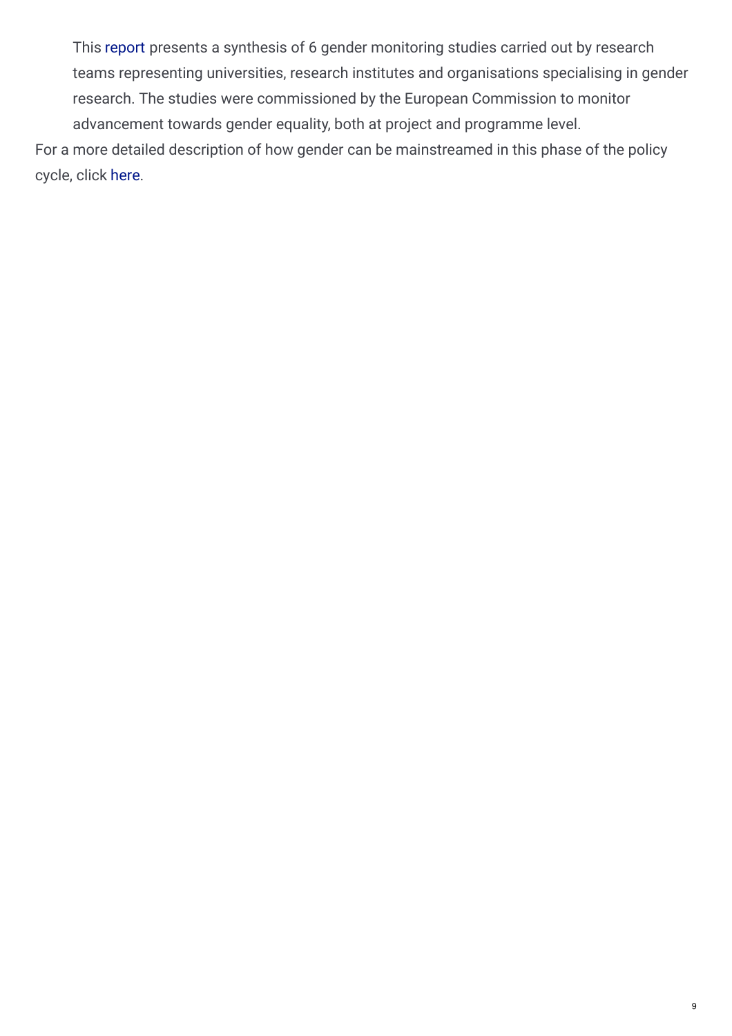This report presents a synthesis of 6 gender monitoring studies carried out by research teams representing universities, research institutes and organisations specialising in gender research. The studies were commissioned by the European Commission to monitor advancement towards gender equality, both at project and programme level.

For a more detailed description of how gender can be mainstreamed in this phase of the policy cycle, click here.